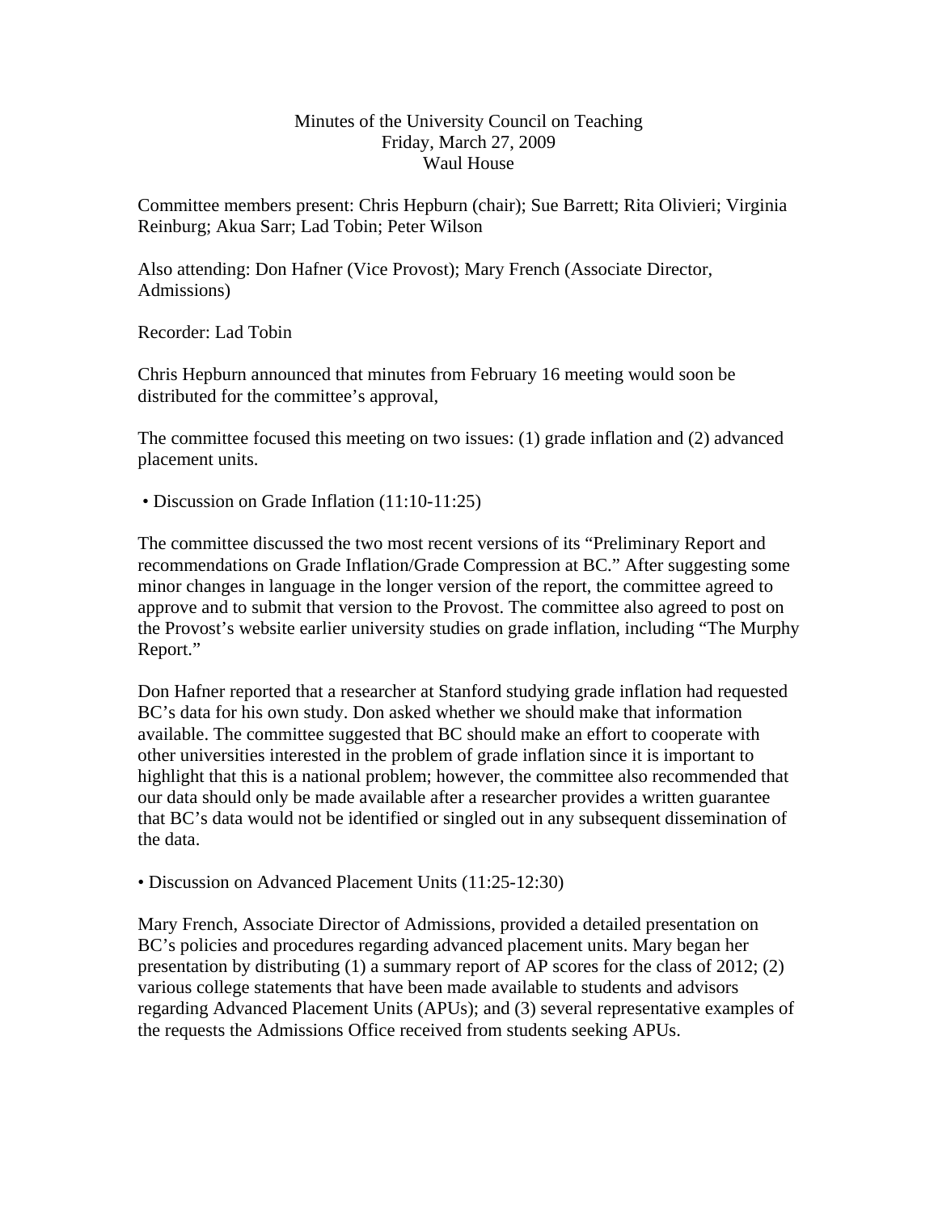# Minutes of the University Council on Teaching

Friday, March 27, 2009

Waul House

Committee members present: Chris Hepburn (chair); Sue Barrett; Rita Olivieri; Virginia Reinburg; Akua Sarr; Lad Tobin; Peter Wilson

Also attending: Don Hafner (Vice Provost); Mary French (Associate Director, Admissions)

Recorder: Lad Tobin

Chris Hepburn announced that minutes from February 16 meeting would soon be distributed for the committee's approval,

The committee focused this meeting on two issues: (1) grade inflation and (2) advanced placement units.

- Discussion on Grade Inflation (11:10-11:25)

The committee discussed the two most recent versions of its "Preliminary Report and recommendations on Grade Inflation/Grade Compression at BC." After suggesting some minor changes in language in the longer version of the report, the committee agreed to approve and to submit that version to the Provost. The committee also agreed to post on the Provost's website earlier university studies on grade inflation, including "The Murphy Report."

Don Hafner reported that a researcher at Stanford studying grade inflation had requested BC's data for his own study. Don asked whether we should make that information available. The committee suggested that BC should make an effort to cooperate with other universities interested in the problem of grade inflation since it is important to highlight that this is a national problem; however, the committee also recommended that our data should only be made available after a researcher provides a written guarantee that BC's data would not be identified or singled out in any subsequent dissemination of the data.

- Discussion on Advanced Placement Units (11:25-12:30)

Mary French, Associate Director of Admissions, provided a detailed presentation on BC's policies and procedures regarding advanced placement units. Mary began her presentation by distributing (1) a summary report of AP scores for the class of 2012; (2) various college statements that have been made available to students and advisors regarding Advanced Placement Units (APUs); and (3) several representative examples of the requests the Admissions Office received from students seeking APUs.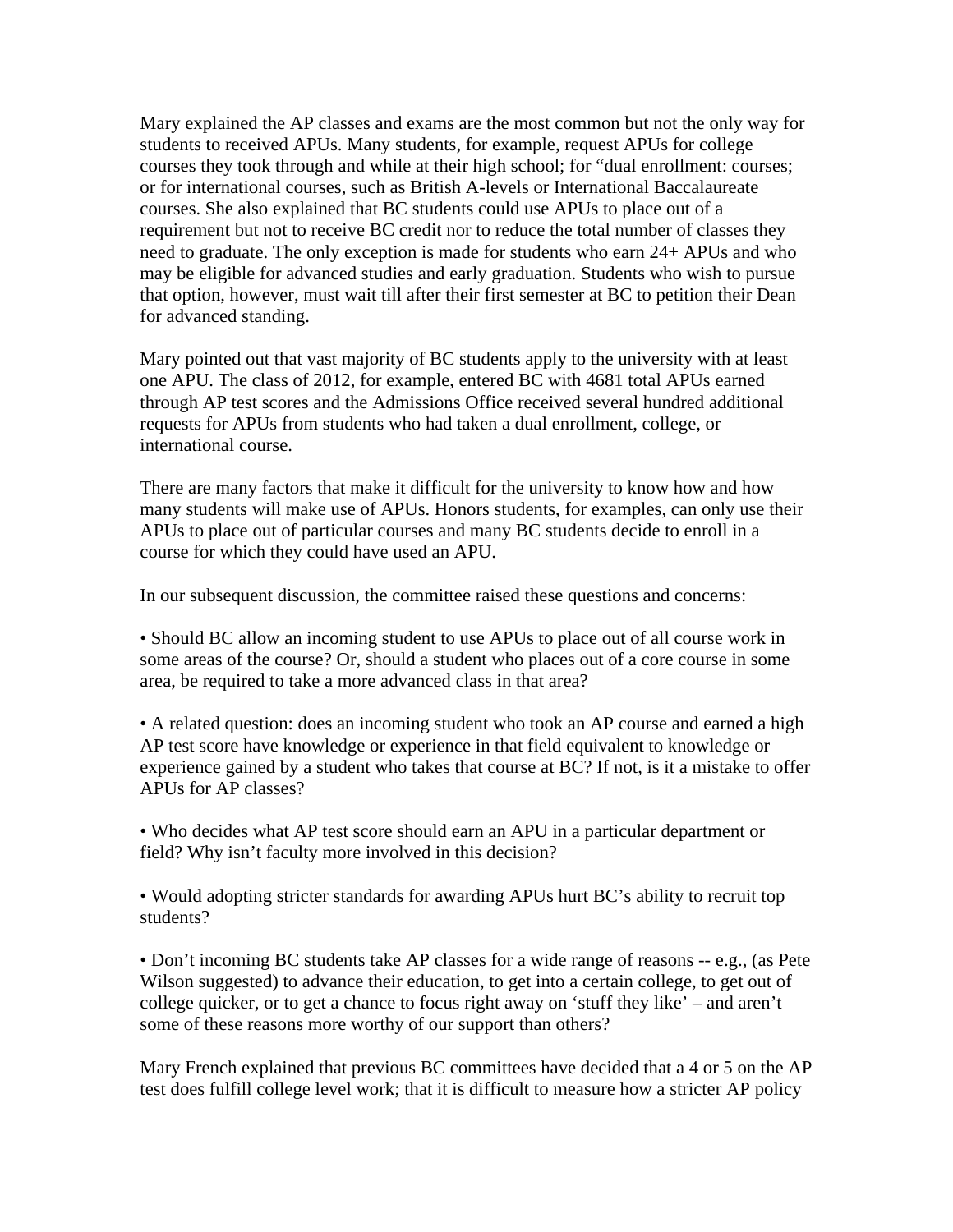Mary explained the AP classes and exams are the most common but not the only way for students to received APUs. Many students, for example, request APUs for college courses they took through and while at their high school; for “dual enrollment: courses; or for international courses, such as British A-levels or International Baccalaureate courses. She also explained that BC students could use APUs to place out of a requirement but not to receive BC credit nor to reduce the total number of classes they need to graduate. The only exception is made for students who earn 24+ APUs and who may be eligible for advanced studies and early graduation. Students who wish to pursue that option, however, must wait till after their first semester at BC to petition their Dean for advanced standing.

Mary pointed out that vast majority of BC students apply to the university with at least one APU. The class of 2012, for example, entered BC with 4681 total APUs earned through AP test scores and the Admissions Office received several hundred additional requests for APUs from students who had taken a dual enrollment, college, or international course.

There are many factors that make it difficult for the university to know how and how many students will make use of APUs. Honors students, for examples, can only use their APUs to place out of particular courses and many BC students decide to enroll in a course for which they could have used an APU.

In our subsequent discussion, the committee raised these questions and concerns:

• Should BC allow an incoming student to use APUs to place out of all course work in some areas of the course? Or, should a student who places out of a core course in some area, be required to take a more advanced class in that area?

• A related question: does an incoming student who took an AP course and earned a high AP test score have knowledge or experience in that field equivalent to knowledge or experience gained by a student who takes that course at BC? If not, is it a mistake to offer APUs for AP classes?

• Who decides what AP test score should earn an APU in a particular department or field? Why isn’t faculty more involved in this decision?

• Would adopting stricter standards for awarding APUs hurt BC’s ability to recruit top students?

• Don’t incoming BC students take AP classes for a wide range of reasons -- e.g., (as Pete Wilson suggested) to advance their education, to get into a certain college, to get out of college quicker, or to get a chance to focus right away on ‘stuff they like’ – and aren’t some of these reasons more worthy of our support than others?

Mary French explained that previous BC committees have decided that a 4 or 5 on the AP test does fulfill college level work; that it is difficult to measure how a stricter AP policy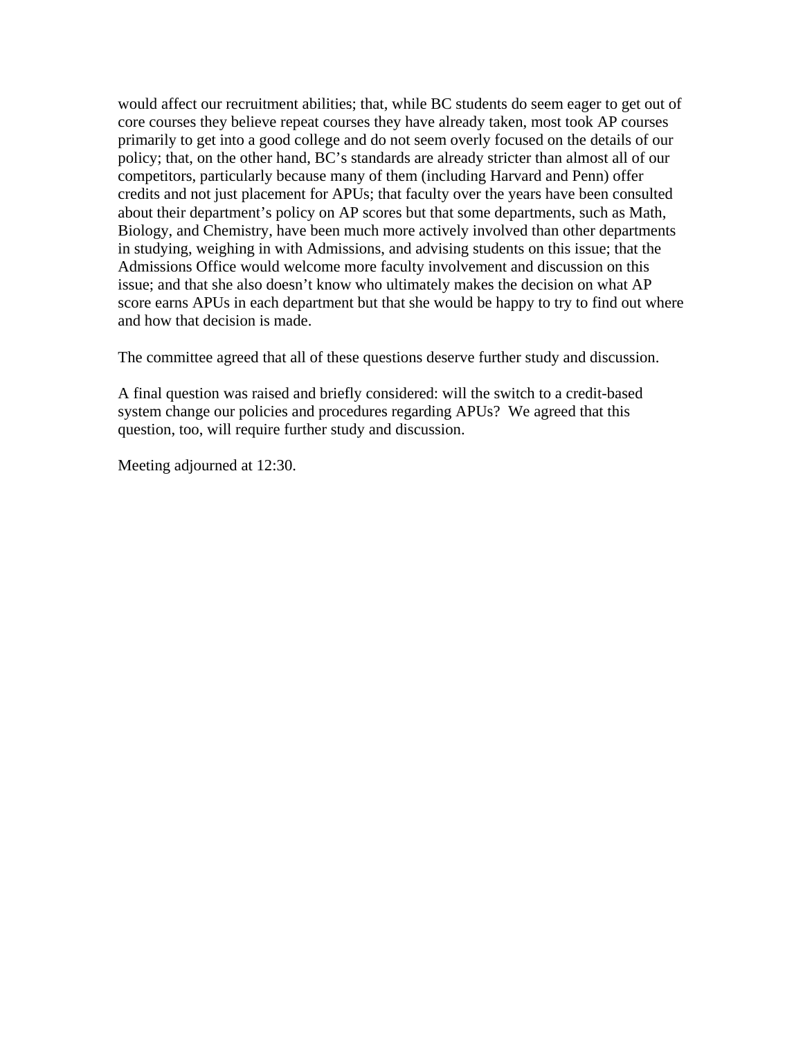would affect our recruitment abilities; that, while BC students do seem eager to get out of core courses they believe repeat courses they have already taken, most took AP courses primarily to get into a good college and do not seem overly focused on the details of our policy; that, on the other hand, BC's standards are already stricter than almost all of our competitors, particularly because many of them (including Harvard and Penn) offer credits and not just placement for APUs; that faculty over the years have been consulted about their department's policy on AP scores but that some departments, such as Math, Biology, and Chemistry, have been much more actively involved than other departments in studying, weighing in with Admissions, and advising students on this issue; that the Admissions Office would welcome more faculty involvement and discussion on this issue; and that she also doesn't know who ultimately makes the decision on what AP score earns APUs in each department but that she would be happy to try to find out where and how that decision is made.

The committee agreed that all of these questions deserve further study and discussion.

A final question was raised and briefly considered: will the switch to a credit-based system change our policies and procedures regarding APUs? We agreed that this question, too, will require further study and discussion.

Meeting adjourned at 12:30.